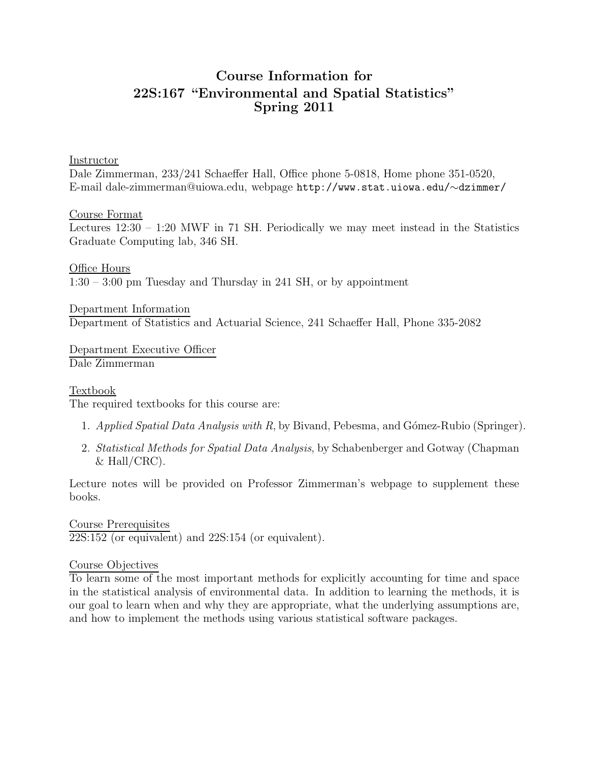# Course Information for 22S:167 "Environmental and Spatial Statistics" Spring 2011

## Instructor

Dale Zimmerman, 233/241 Schaeffer Hall, Office phone 5-0818, Home phone 351-0520, E-mail dale-zimmerman@uiowa.edu, webpage `http://www.stat.uiowa.edu/∼dzimmer/`

## Course Format

Lectures 12:30 – 1:20 MWF in 71 SH. Periodically we may meet instead in the Statistics Graduate Computing lab, 346 SH.

## Office Hours

1:30 – 3:00 pm Tuesday and Thursday in 241 SH, or by appointment

## Department Information

Department of Statistics and Actuarial Science, 241 Schaeffer Hall, Phone 335-2082

## Department Executive Officer

Dale Zimmerman

## Textbook

The required textbooks for this course are:

1. *Applied Spatial Data Analysis with R*, by Bivand, Pebesma, and Gómez-Rubio (Springer).
2. *Statistical Methods for Spatial Data Analysis*, by Schabenberger and Gotway (Chapman & Hall/CRC).

Lecture notes will be provided on Professor Zimmerman's webpage to supplement these books.

## Course Prerequisites

22S:152 (or equivalent) and 22S:154 (or equivalent).

## Course Objectives

To learn some of the most important methods for explicitly accounting for time and space in the statistical analysis of environmental data. In addition to learning the methods, it is our goal to learn when and why they are appropriate, what the underlying assumptions are, and how to implement the methods using various statistical software packages.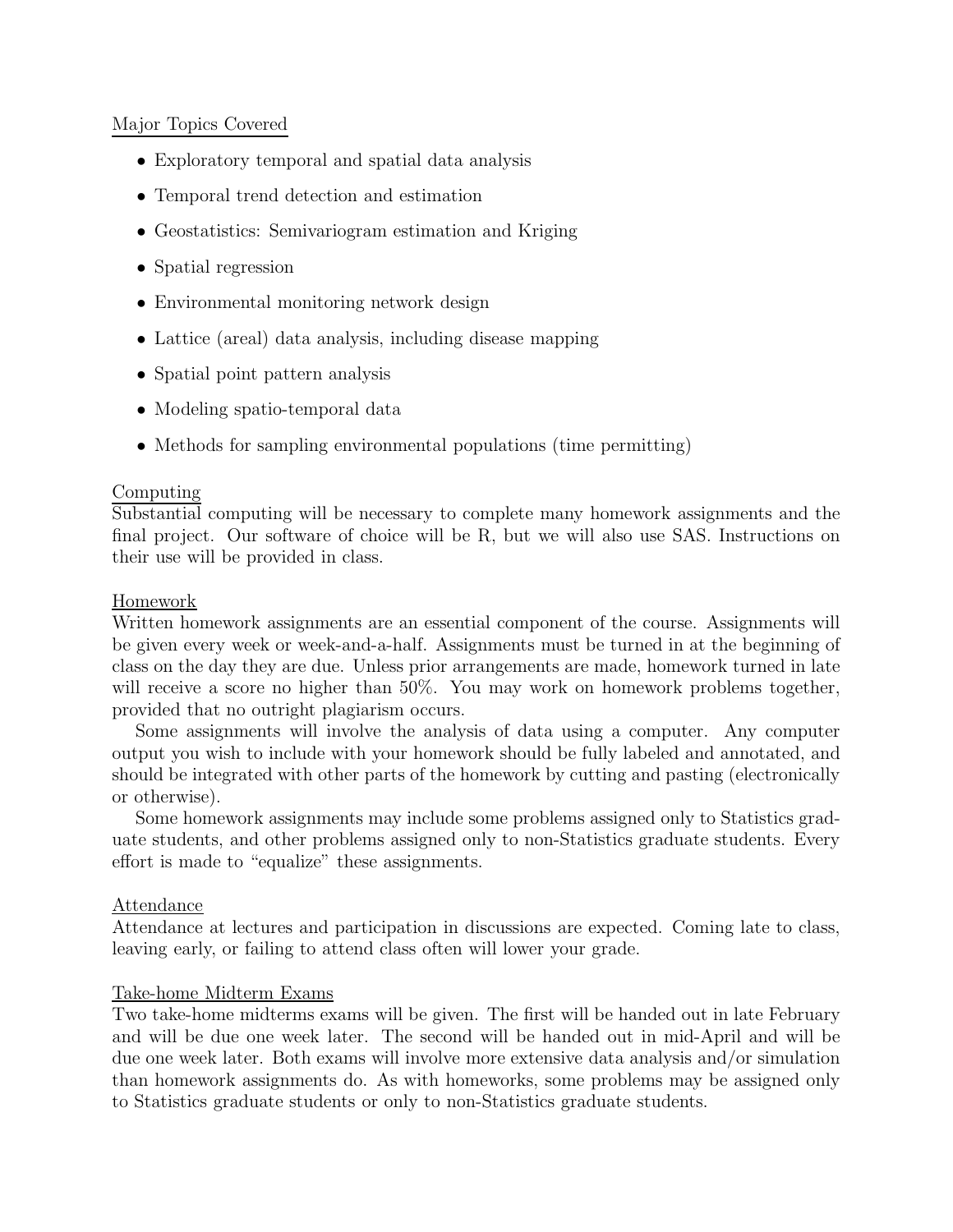Major Topics Covered

- Exploratory temporal and spatial data analysis
- Temporal trend detection and estimation
- Geostatistics: Semivariogram estimation and Kriging
- Spatial regression
- Environmental monitoring network design
- Lattice (areal) data analysis, including disease mapping
- Spatial point pattern analysis
- Modeling spatio-temporal data
- Methods for sampling environmental populations (time permitting)

Computing

Substantial computing will be necessary to complete many homework assignments and the final project. Our software of choice will be R, but we will also use SAS. Instructions on their use will be provided in class.

Homework

Written homework assignments are an essential component of the course. Assignments will be given every week or week-and-a-half. Assignments must be turned in at the beginning of class on the day they are due. Unless prior arrangements are made, homework turned in late will receive a score no higher than 50%. You may work on homework problems together, provided that no outright plagiarism occurs.

Some assignments will involve the analysis of data using a computer. Any computer output you wish to include with your homework should be fully labeled and annotated, and should be integrated with other parts of the homework by cutting and pasting (electronically or otherwise).

Some homework assignments may include some problems assigned only to Statistics graduate students, and other problems assigned only to non-Statistics graduate students. Every effort is made to "equalize" these assignments.

Attendance

Attendance at lectures and participation in discussions are expected. Coming late to class, leaving early, or failing to attend class often will lower your grade.

Take-home Midterm Exams

Two take-home midterms exams will be given. The first will be handed out in late February and will be due one week later. The second will be handed out in mid-April and will be due one week later. Both exams will involve more extensive data analysis and/or simulation than homework assignments do. As with homeworks, some problems may be assigned only to Statistics graduate students or only to non-Statistics graduate students.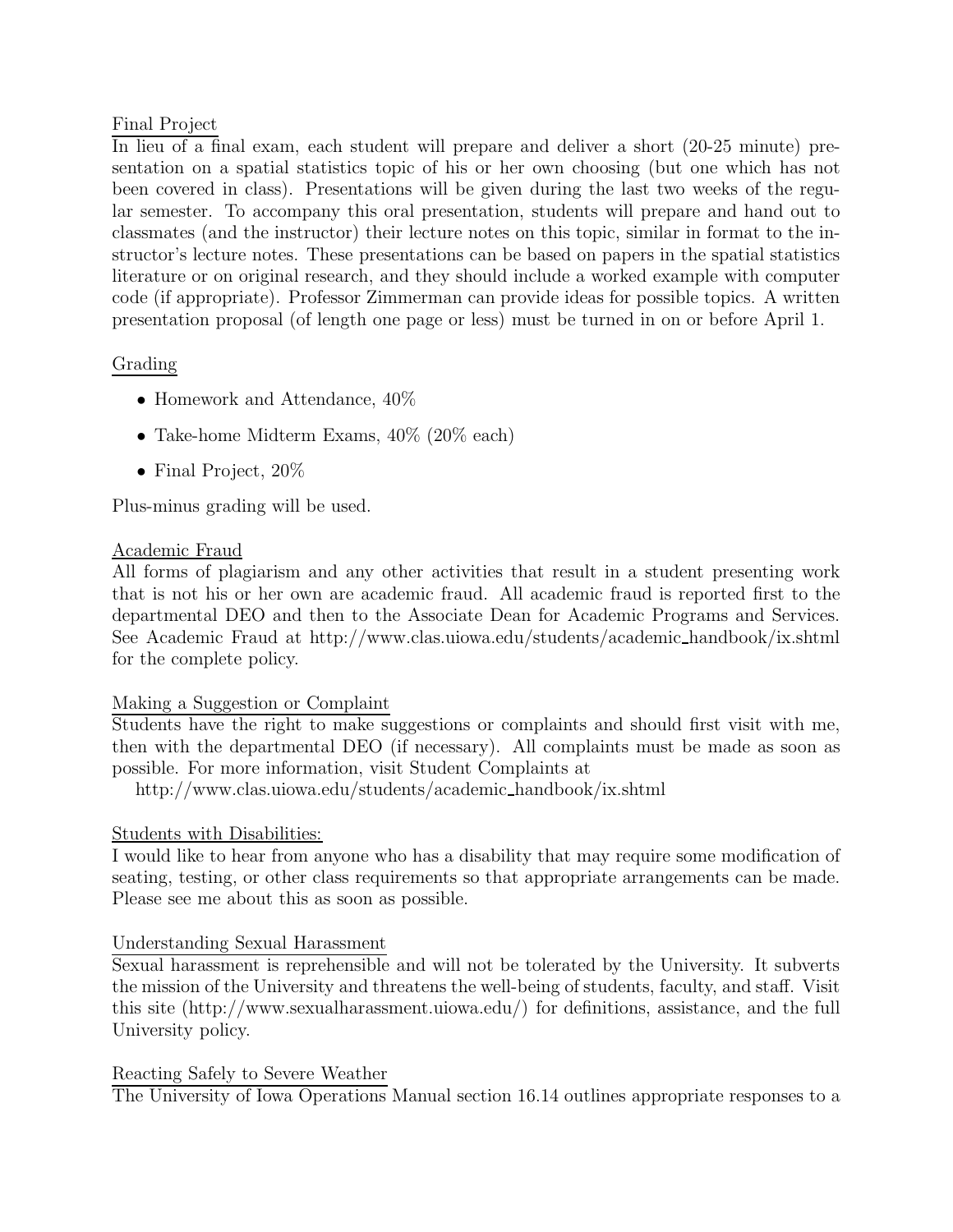Final Project

In lieu of a final exam, each student will prepare and deliver a short (20-25 minute) presentation on a spatial statistics topic of his or her own choosing (but one which has not been covered in class). Presentations will be given during the last two weeks of the regular semester. To accompany this oral presentation, students will prepare and hand out to classmates (and the instructor) their lecture notes on this topic, similar in format to the instructor's lecture notes. These presentations can be based on papers in the spatial statistics literature or on original research, and they should include a worked example with computer code (if appropriate). Professor Zimmerman can provide ideas for possible topics. A written presentation proposal (of length one page or less) must be turned in on or before April 1.

Grading

- Homework and Attendance, 40%
- Take-home Midterm Exams, 40% (20% each)
- Final Project, 20%

Plus-minus grading will be used.

Academic Fraud

All forms of plagiarism and any other activities that result in a student presenting work that is not his or her own are academic fraud. All academic fraud is reported first to the departmental DEO and then to the Associate Dean for Academic Programs and Services. See Academic Fraud at http://www.clas.uiowa.edu/students/academic_handbook/ix.shtml for the complete policy.

Making a Suggestion or Complaint

Students have the right to make suggestions or complaints and should first visit with me, then with the departmental DEO (if necessary). All complaints must be made as soon as possible. For more information, visit Student Complaints at
http://www.clas.uiowa.edu/students/academic_handbook/ix.shtml

Students with Disabilities:

I would like to hear from anyone who has a disability that may require some modification of seating, testing, or other class requirements so that appropriate arrangements can be made. Please see me about this as soon as possible.

Understanding Sexual Harassment

Sexual harassment is reprehensible and will not be tolerated by the University. It subverts the mission of the University and threatens the well-being of students, faculty, and staff. Visit this site (http://www.sexualharassment.uiowa.edu/) for definitions, assistance, and the full University policy.

Reacting Safely to Severe Weather

The University of Iowa Operations Manual section 16.14 outlines appropriate responses to a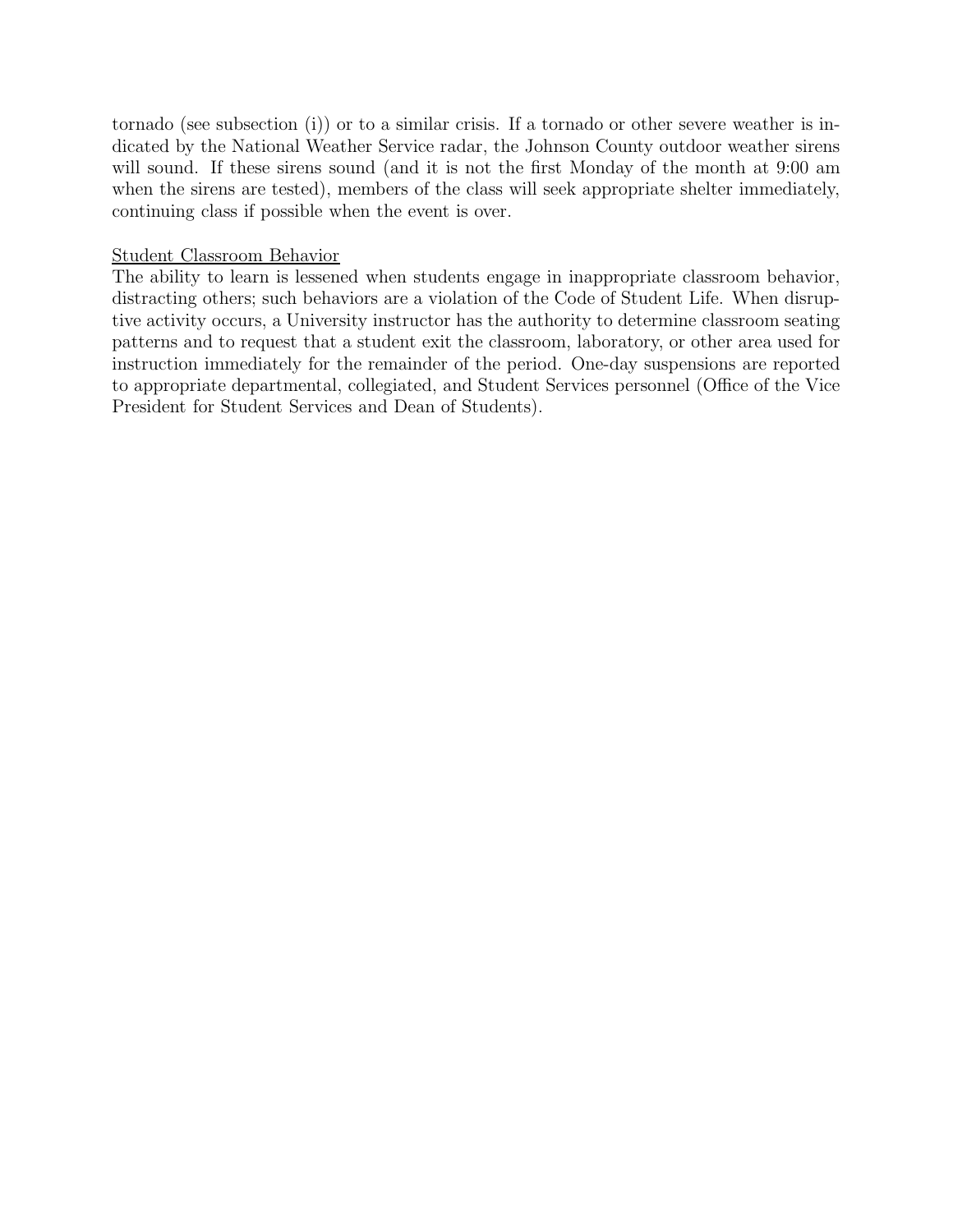tornado (see subsection (i)) or to a similar crisis. If a tornado or other severe weather is indicated by the National Weather Service radar, the Johnson County outdoor weather sirens will sound. If these sirens sound (and it is not the first Monday of the month at 9:00 am when the sirens are tested), members of the class will seek appropriate shelter immediately, continuing class if possible when the event is over.

<u>Student Classroom Behavior</u>

The ability to learn is lessened when students engage in inappropriate classroom behavior, distracting others; such behaviors are a violation of the Code of Student Life. When disruptive activity occurs, a University instructor has the authority to determine classroom seating patterns and to request that a student exit the classroom, laboratory, or other area used for instruction immediately for the remainder of the period. One-day suspensions are reported to appropriate departmental, collegiated, and Student Services personnel (Office of the Vice President for Student Services and Dean of Students).